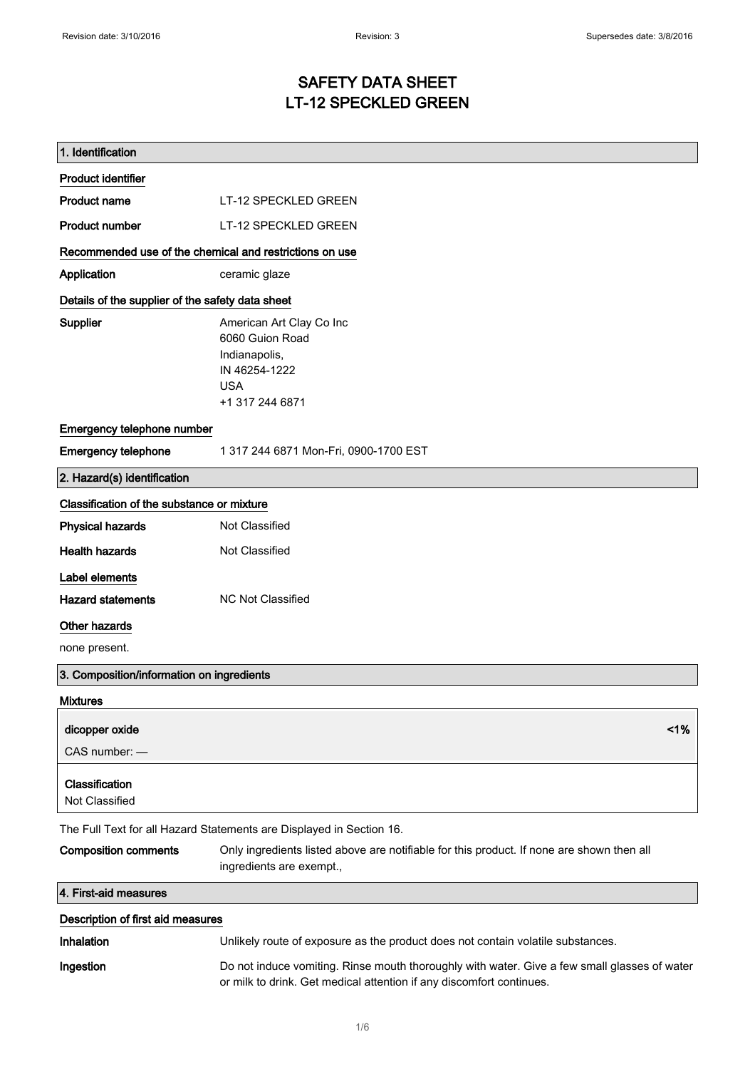# SAFETY DATA SHEET
# LT-12 SPECKLED GREEN

## 1. Identification

**Product identifier**

**Product name** LT-12 SPECKLED GREEN

**Product number** LT-12 SPECKLED GREEN

**Recommended use of the chemical and restrictions on use**

**Application** ceramic glaze

**Details of the supplier of the safety data sheet**

**Supplier** American Art Clay Co Inc
6060 Guion Road
Indianapolis,
IN 46254-1222
USA
+1 317 244 6871

**Emergency telephone number**

**Emergency telephone** 1 317 244 6871 Mon-Fri, 0900-1700 EST

## 2. Hazard(s) identification

**Classification of the substance or mixture**

**Physical hazards** Not Classified

**Health hazards** Not Classified

**Label elements**

**Hazard statements** NC Not Classified

**Other hazards**

none present.

## 3. Composition/information on ingredients

**Mixtures**

| dicopper oxide | <1% |
|---|---|
| CAS number: — | |
| **Classification** | |
| Not Classified | |

The Full Text for all Hazard Statements are Displayed in Section 16.

**Composition comments** Only ingredients listed above are notifiable for this product. If none are shown then all ingredients are exempt.,

## 4. First-aid measures

**Description of first aid measures**

**Inhalation** Unlikely route of exposure as the product does not contain volatile substances.

**Ingestion** Do not induce vomiting. Rinse mouth thoroughly with water. Give a few small glasses of water or milk to drink. Get medical attention if any discomfort continues.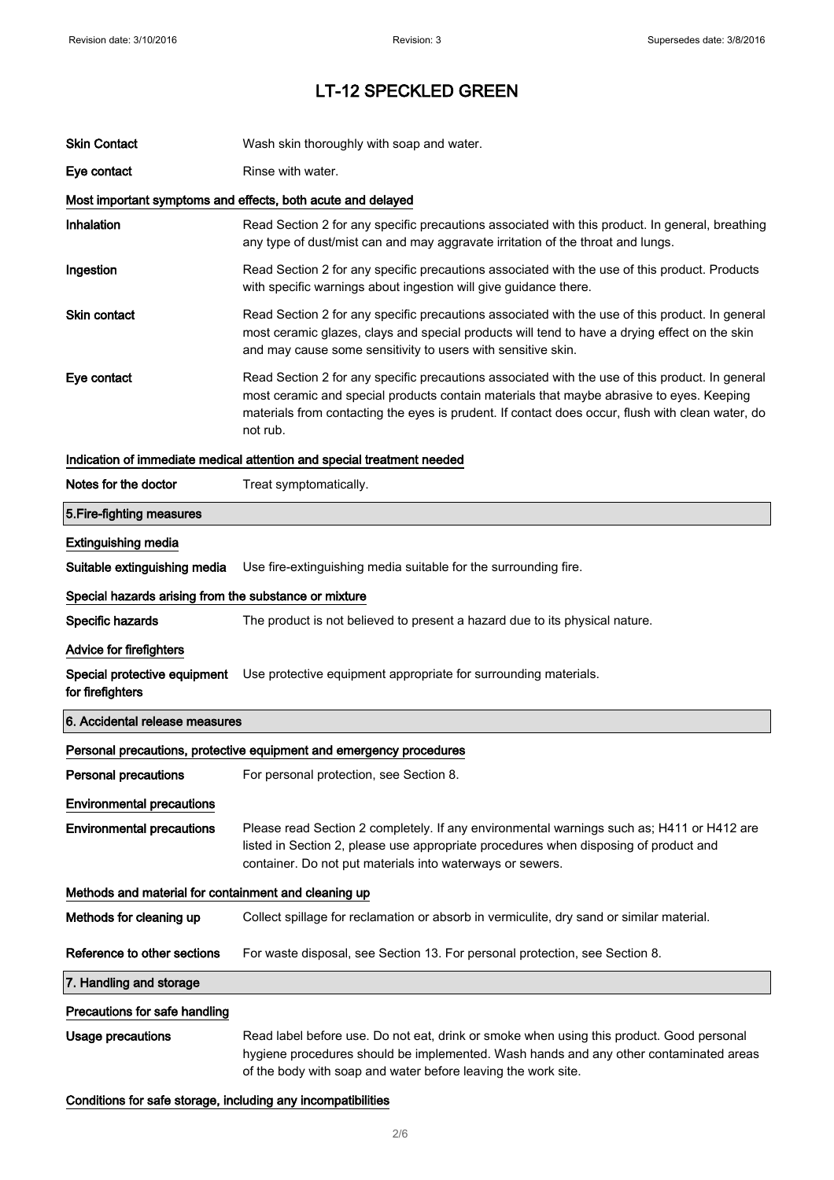# LT-12 SPECKLED GREEN

**Skin Contact** Wash skin thoroughly with soap and water.

**Eye contact** Rinse with water.

### Most important symptoms and effects, both acute and delayed

**Inhalation** Read Section 2 for any specific precautions associated with this product. In general, breathing any type of dust/mist can and may aggravate irritation of the throat and lungs.

**Ingestion** Read Section 2 for any specific precautions associated with the use of this product. Products with specific warnings about ingestion will give guidance there.

**Skin contact** Read Section 2 for any specific precautions associated with the use of this product. In general most ceramic glazes, clays and special products will tend to have a drying effect on the skin and may cause some sensitivity to users with sensitive skin.

**Eye contact** Read Section 2 for any specific precautions associated with the use of this product. In general most ceramic and special products contain materials that maybe abrasive to eyes. Keeping materials from contacting the eyes is prudent. If contact does occur, flush with clean water, do not rub.

### Indication of immediate medical attention and special treatment needed

**Notes for the doctor** Treat symptomatically.

## 5.Fire-fighting measures

### Extinguishing media

**Suitable extinguishing media** Use fire-extinguishing media suitable for the surrounding fire.

### Special hazards arising from the substance or mixture

**Specific hazards** The product is not believed to present a hazard due to its physical nature.

### Advice for firefighters

**Special protective equipment for firefighters** Use protective equipment appropriate for surrounding materials.

## 6. Accidental release measures

### Personal precautions, protective equipment and emergency procedures

**Personal precautions** For personal protection, see Section 8.

### Environmental precautions

**Environmental precautions** Please read Section 2 completely. If any environmental warnings such as; H411 or H412 are listed in Section 2, please use appropriate procedures when disposing of product and container. Do not put materials into waterways or sewers.

### Methods and material for containment and cleaning up

**Methods for cleaning up** Collect spillage for reclamation or absorb in vermiculite, dry sand or similar material.

**Reference to other sections** For waste disposal, see Section 13. For personal protection, see Section 8.

## 7. Handling and storage

### Precautions for safe handling

**Usage precautions** Read label before use. Do not eat, drink or smoke when using this product. Good personal hygiene procedures should be implemented. Wash hands and any other contaminated areas of the body with soap and water before leaving the work site.

### Conditions for safe storage, including any incompatibilities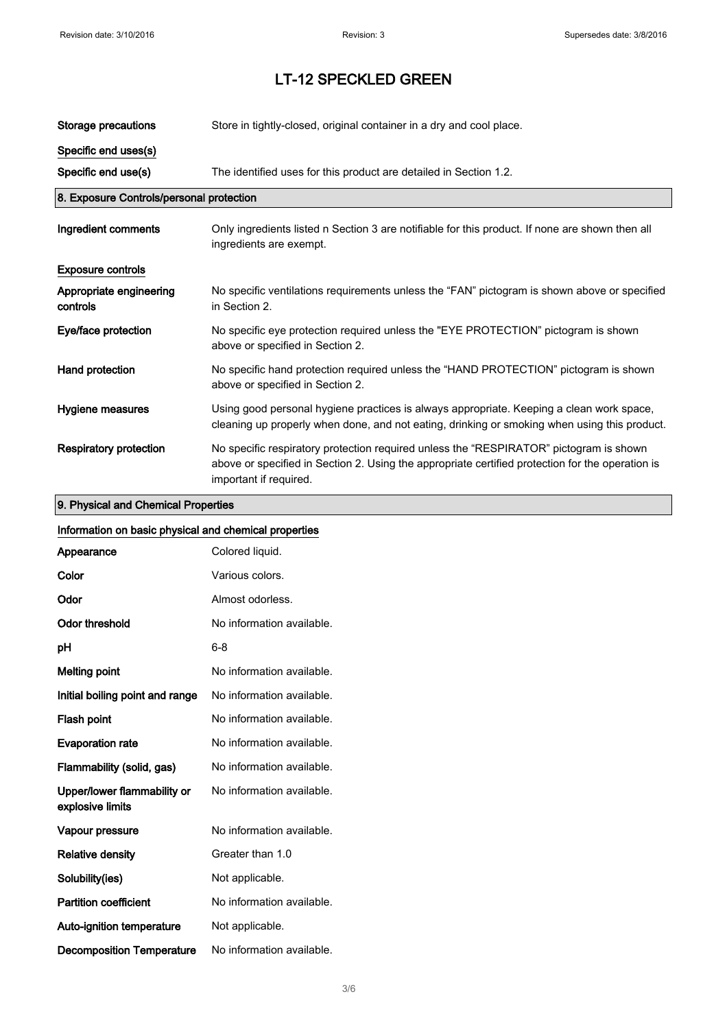# LT-12 SPECKLED GREEN

| | |
|---|---|
| **Storage precautions** | Store in tightly-closed, original container in a dry and cool place. |

**Specific end uses(s)**

| | |
|---|---|
| **Specific end use(s)** | The identified uses for this product are detailed in Section 1.2. |

## 8. Exposure Controls/personal protection

| | |
|---|---|
| **Ingredient comments** | Only ingredients listed n Section 3 are notifiable for this product. If none are shown then all ingredients are exempt. |

**Exposure controls**

| | |
|---|---|
| **Appropriate engineering controls** | No specific ventilations requirements unless the “FAN” pictogram is shown above or specified in Section 2. |
| **Eye/face protection** | No specific eye protection required unless the "EYE PROTECTION” pictogram is shown above or specified in Section 2. |
| **Hand protection** | No specific hand protection required unless the “HAND PROTECTION” pictogram is shown above or specified in Section 2. |
| **Hygiene measures** | Using good personal hygiene practices is always appropriate. Keeping a clean work space, cleaning up properly when done, and not eating, drinking or smoking when using this product. |
| **Respiratory protection** | No specific respiratory protection required unless the “RESPIRATOR” pictogram is shown above or specified in Section 2. Using the appropriate certified protection for the operation is important if required. |

## 9. Physical and Chemical Properties

**Information on basic physical and chemical properties**

| | |
|---|---|
| **Appearance** | Colored liquid. |
| **Color** | Various colors. |
| **Odor** | Almost odorless. |
| **Odor threshold** | No information available. |
| **pH** | 6-8 |
| **Melting point** | No information available. |
| **Initial boiling point and range** | No information available. |
| **Flash point** | No information available. |
| **Evaporation rate** | No information available. |
| **Flammability (solid, gas)** | No information available. |
| **Upper/lower flammability or explosive limits** | No information available. |
| **Vapour pressure** | No information available. |
| **Relative density** | Greater than 1.0 |
| **Solubility(ies)** | Not applicable. |
| **Partition coefficient** | No information available. |
| **Auto-ignition temperature** | Not applicable. |
| **Decomposition Temperature** | No information available. |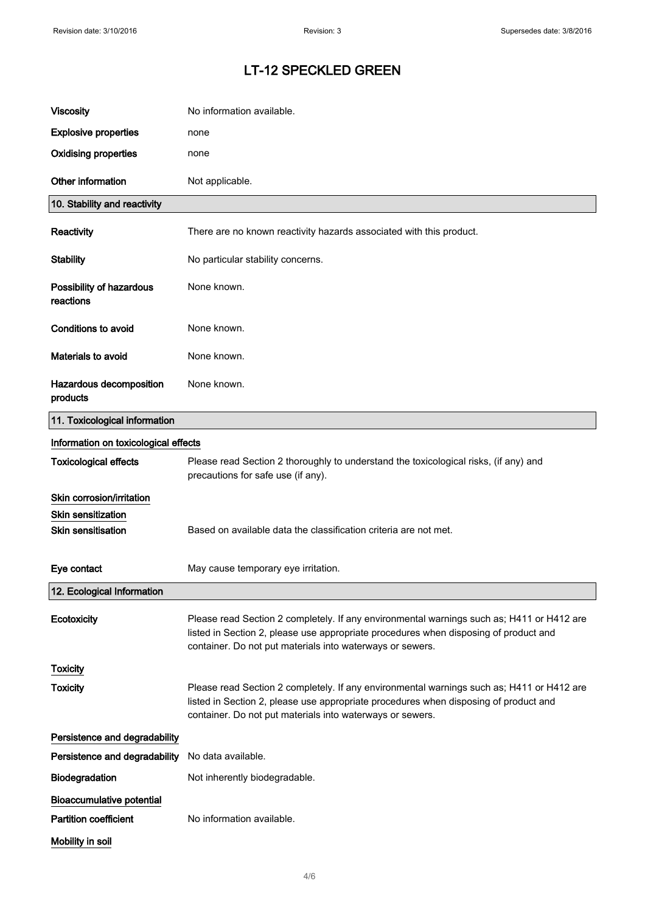# LT-12 SPECKLED GREEN

| | |
|---|---|
| **Viscosity** | No information available. |
| **Explosive properties** | none |
| **Oxidising properties** | none |
| **Other information** | Not applicable. |

## 10. Stability and reactivity

| | |
|---|---|
| **Reactivity** | There are no known reactivity hazards associated with this product. |
| **Stability** | No particular stability concerns. |
| **Possibility of hazardous reactions** | None known. |
| **Conditions to avoid** | None known. |
| **Materials to avoid** | None known. |
| **Hazardous decomposition products** | None known. |

## 11. Toxicological information

### Information on toxicological effects

| | |
|---|---|
| **Toxicological effects** | Please read Section 2 thoroughly to understand the toxicological risks, (if any) and precautions for safe use (if any). |

### Skin corrosion/irritation

### Skin sensitization

| | |
|---|---|
| **Skin sensitisation** | Based on available data the classification criteria are not met. |
| **Eye contact** | May cause temporary eye irritation. |

## 12. Ecological Information

| | |
|---|---|
| **Ecotoxicity** | Please read Section 2 completely. If any environmental warnings such as; H411 or H412 are listed in Section 2, please use appropriate procedures when disposing of product and container. Do not put materials into waterways or sewers. |

### Toxicity

| | |
|---|---|
| **Toxicity** | Please read Section 2 completely. If any environmental warnings such as; H411 or H412 are listed in Section 2, please use appropriate procedures when disposing of product and container. Do not put materials into waterways or sewers. |

### Persistence and degradability

| | |
|---|---|
| **Persistence and degradability** | No data available. |
| **Biodegradation** | Not inherently biodegradable. |

### Bioaccumulative potential

| | |
|---|---|
| **Partition coefficient** | No information available. |

### Mobility in soil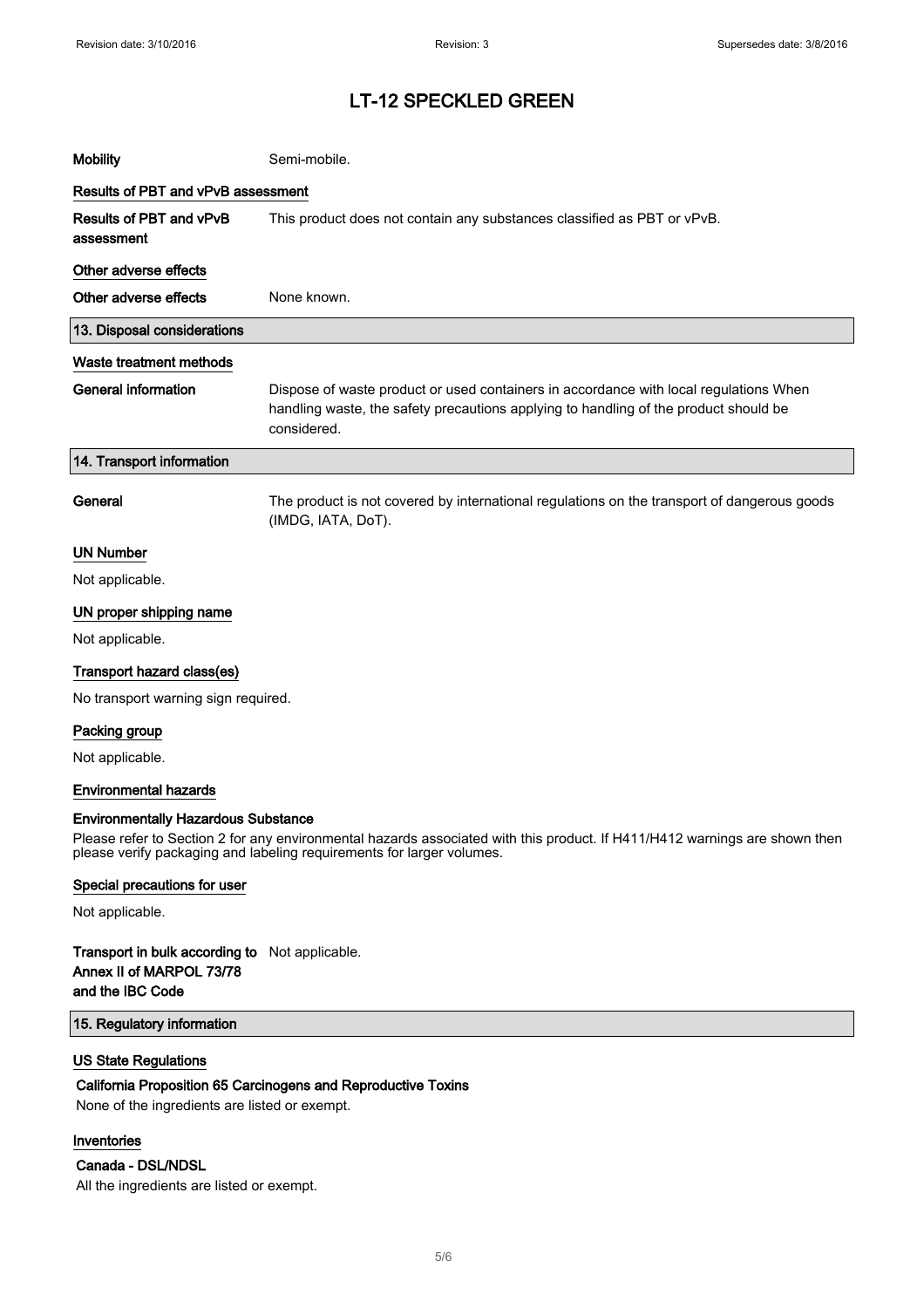# LT-12 SPECKLED GREEN

**Mobility** Semi-mobile.

### Results of PBT and vPvB assessment

**Results of PBT and vPvB assessment** This product does not contain any substances classified as PBT or vPvB.

### Other adverse effects

**Other adverse effects** None known.

## 13. Disposal considerations

### Waste treatment methods

**General information** Dispose of waste product or used containers in accordance with local regulations When handling waste, the safety precautions applying to handling of the product should be considered.

## 14. Transport information

**General** The product is not covered by international regulations on the transport of dangerous goods (IMDG, IATA, DoT).

### UN Number

Not applicable.

### UN proper shipping name

Not applicable.

### Transport hazard class(es)

No transport warning sign required.

### Packing group

Not applicable.

### Environmental hazards

**Environmentally Hazardous Substance**

Please refer to Section 2 for any environmental hazards associated with this product. If H411/H412 warnings are shown then please verify packaging and labeling requirements for larger volumes.

### Special precautions for user

Not applicable.

**Transport in bulk according to Annex II of MARPOL 73/78 and the IBC Code** Not applicable.

## 15. Regulatory information

### US State Regulations

**California Proposition 65 Carcinogens and Reproductive Toxins**

None of the ingredients are listed or exempt.

### Inventories

**Canada - DSL/NDSL**

All the ingredients are listed or exempt.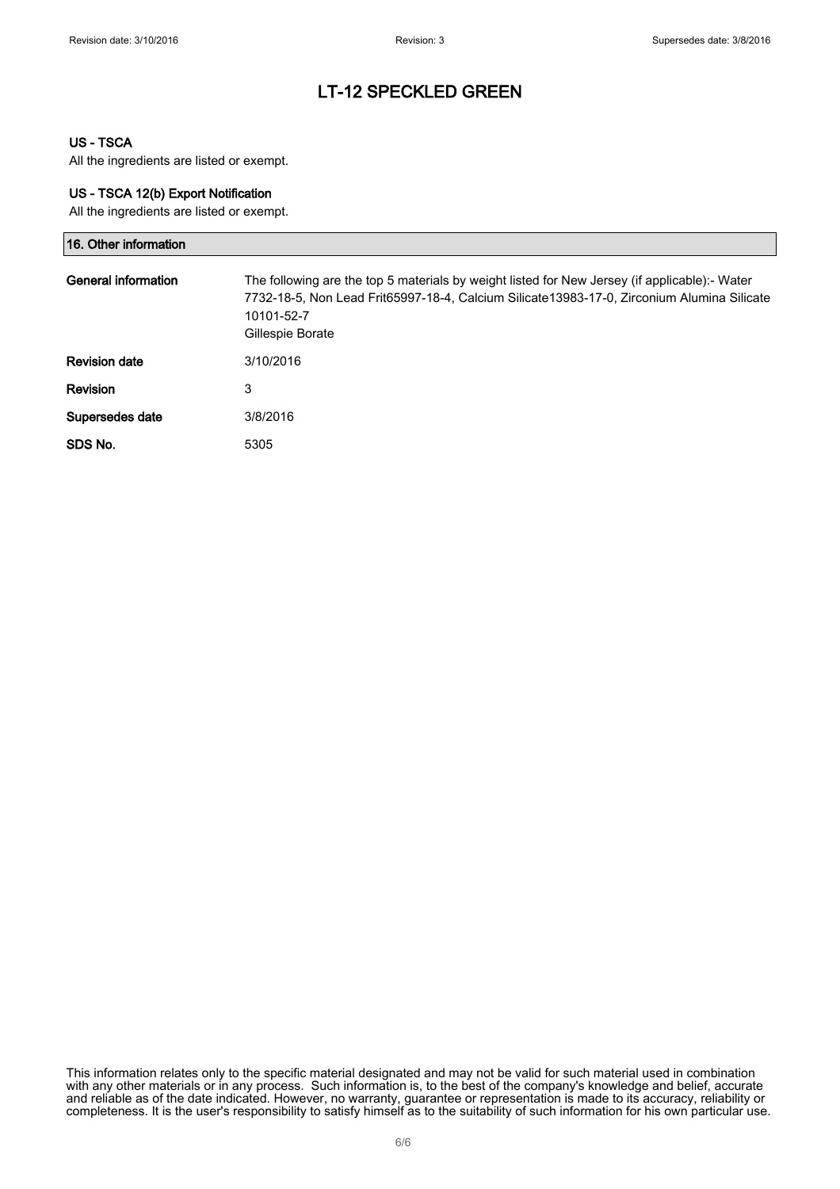# LT-12 SPECKLED GREEN

### US - TSCA

All the ingredients are listed or exempt.

### US - TSCA 12(b) Export Notification

All the ingredients are listed or exempt.

## 16. Other information

| | |
|---|---|
| **General information** | The following are the top 5 materials by weight listed for New Jersey (if applicable):- Water 7732-18-5, Non Lead Frit65997-18-4, Calcium Silicate13983-17-0, Zirconium Alumina Silicate 10101-52-7<br>Gillespie Borate |
| **Revision date** | 3/10/2016 |
| **Revision** | 3 |
| **Supersedes date** | 3/8/2016 |
| **SDS No.** | 5305 |

This information relates only to the specific material designated and may not be valid for such material used in combination with any other materials or in any process. Such information is, to the best of the company's knowledge and belief, accurate and reliable as of the date indicated. However, no warranty, guarantee or representation is made to its accuracy, reliability or completeness. It is the user's responsibility to satisfy himself as to the suitability of such information for his own particular use.